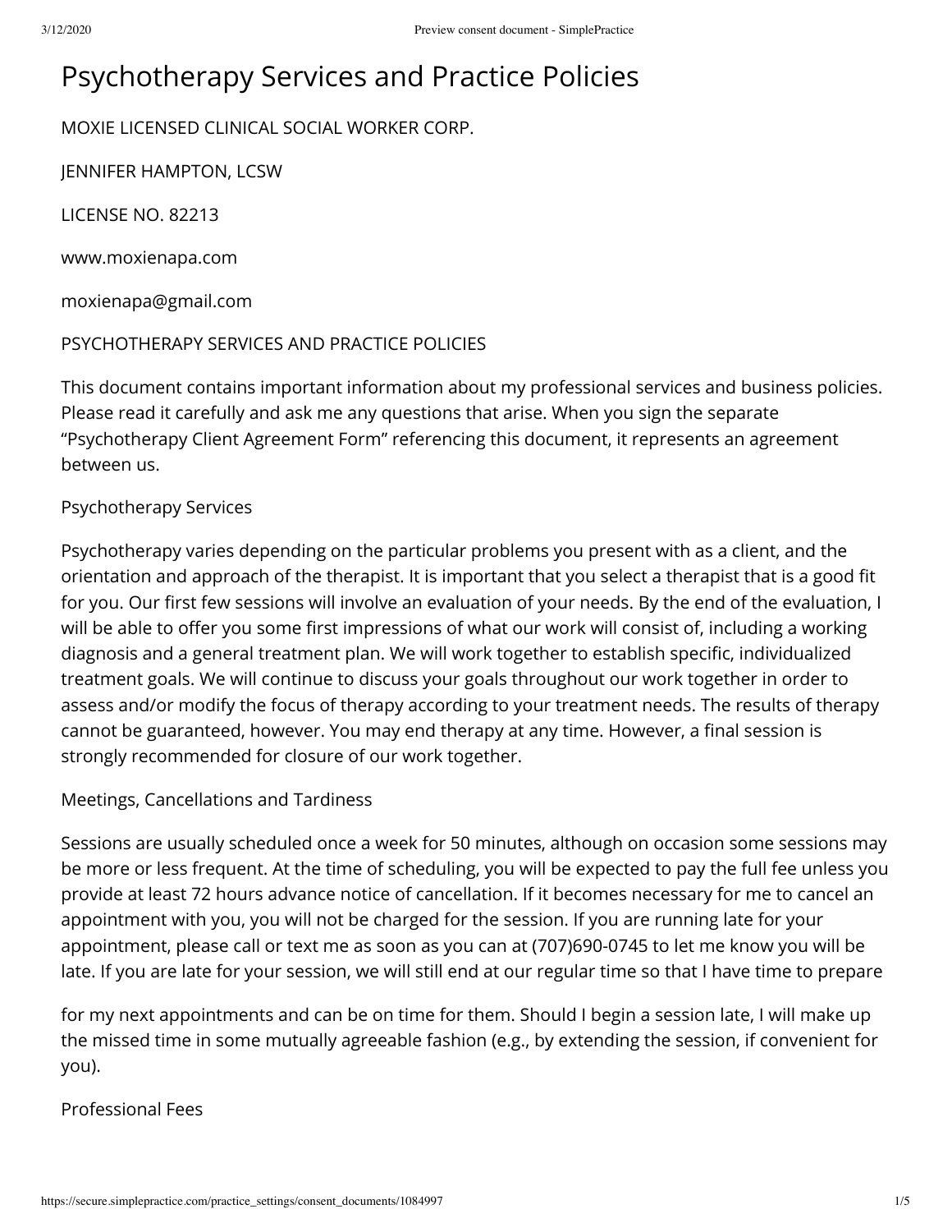# Psychotherapy Services and Practice Policies

MOXIE LICENSED CLINICAL SOCIAL WORKER CORP.

JENNIFER HAMPTON, LCSW

LICENSE NO. 82213

www.moxienapa.com

moxienapa@gmail.com

PSYCHOTHERAPY SERVICES AND PRACTICE POLICIES

This document contains important information about my professional services and business policies. Please read it carefully and ask me any questions that arise. When you sign the separate "Psychotherapy Client Agreement Form" referencing this document, it represents an agreement between us.

## Psychotherapy Services

Psychotherapy varies depending on the particular problems you present with as a client, and the orientation and approach of the therapist. It is important that you select a therapist that is a good fit for you. Our first few sessions will involve an evaluation of your needs. By the end of the evaluation, I will be able to offer you some first impressions of what our work will consist of, including a working diagnosis and a general treatment plan. We will work together to establish specific, individualized treatment goals. We will continue to discuss your goals throughout our work together in order to assess and/or modify the focus of therapy according to your treatment needs. The results of therapy cannot be guaranteed, however. You may end therapy at any time. However, a final session is strongly recommended for closure of our work together.

## Meetings, Cancellations and Tardiness

Sessions are usually scheduled once a week for 50 minutes, although on occasion some sessions may be more or less frequent. At the time of scheduling, you will be expected to pay the full fee unless you provide at least 72 hours advance notice of cancellation. If it becomes necessary for me to cancel an appointment with you, you will not be charged for the session. If you are running late for your appointment, please call or text me as soon as you can at (707)690-0745 to let me know you will be late. If you are late for your session, we will still end at our regular time so that I have time to prepare for my next appointments and can be on time for them. Should I begin a session late, I will make up the missed time in some mutually agreeable fashion (e.g., by extending the session, if convenient for you).

## Professional Fees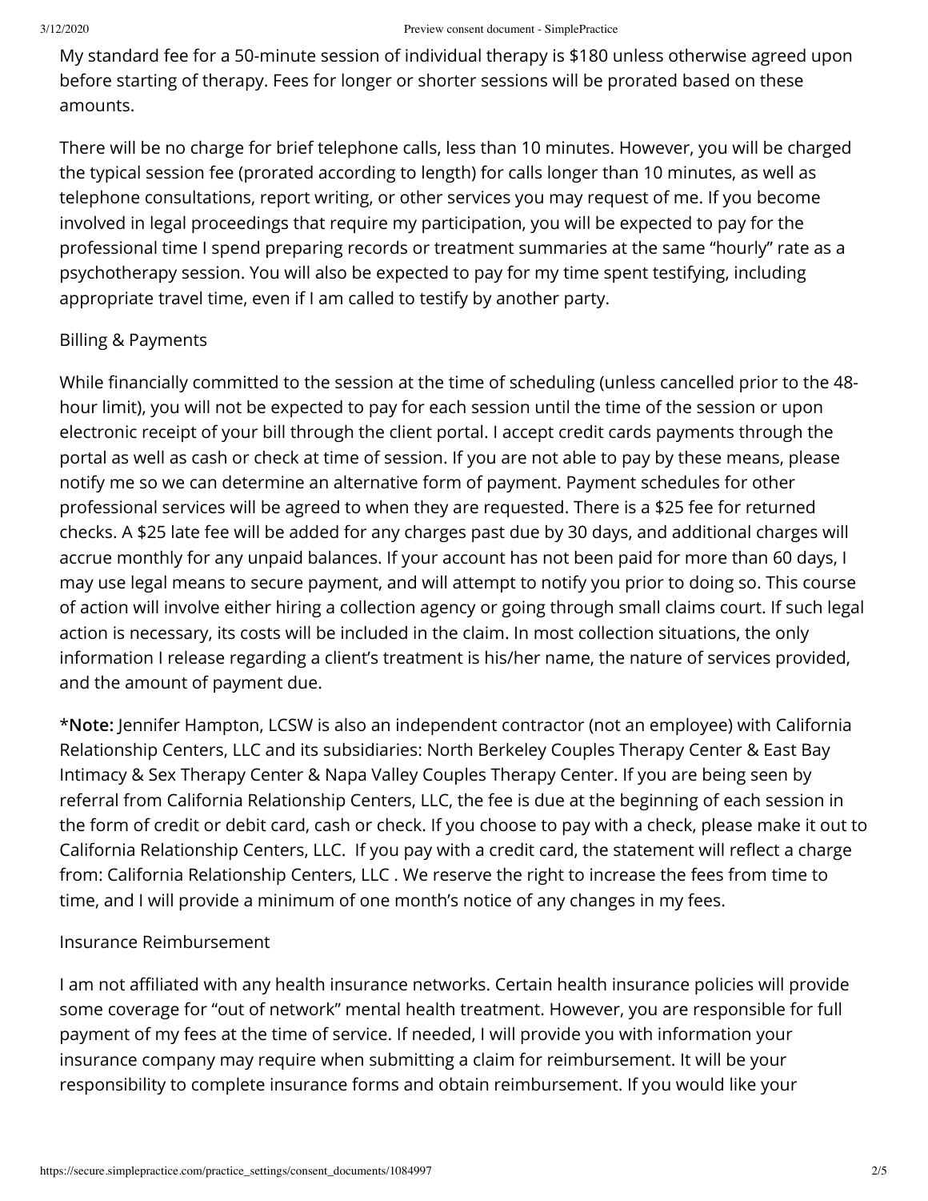My standard fee for a 50-minute session of individual therapy is $180 unless otherwise agreed upon before starting of therapy. Fees for longer or shorter sessions will be prorated based on these amounts.

There will be no charge for brief telephone calls, less than 10 minutes. However, you will be charged the typical session fee (prorated according to length) for calls longer than 10 minutes, as well as telephone consultations, report writing, or other services you may request of me. If you become involved in legal proceedings that require my participation, you will be expected to pay for the professional time I spend preparing records or treatment summaries at the same "hourly" rate as a psychotherapy session. You will also be expected to pay for my time spent testifying, including appropriate travel time, even if I am called to testify by another party.

Billing & Payments

While financially committed to the session at the time of scheduling (unless cancelled prior to the 48-hour limit), you will not be expected to pay for each session until the time of the session or upon electronic receipt of your bill through the client portal. I accept credit cards payments through the portal as well as cash or check at time of session. If you are not able to pay by these means, please notify me so we can determine an alternative form of payment. Payment schedules for other professional services will be agreed to when they are requested. There is a $25 fee for returned checks. A $25 late fee will be added for any charges past due by 30 days, and additional charges will accrue monthly for any unpaid balances. If your account has not been paid for more than 60 days, I may use legal means to secure payment, and will attempt to notify you prior to doing so. This course of action will involve either hiring a collection agency or going through small claims court. If such legal action is necessary, its costs will be included in the claim. In most collection situations, the only information I release regarding a client's treatment is his/her name, the nature of services provided, and the amount of payment due.

***Note:** Jennifer Hampton, LCSW is also an independent contractor (not an employee) with California Relationship Centers, LLC and its subsidiaries: North Berkeley Couples Therapy Center & East Bay Intimacy & Sex Therapy Center & Napa Valley Couples Therapy Center. If you are being seen by referral from California Relationship Centers, LLC, the fee is due at the beginning of each session in the form of credit or debit card, cash or check. If you choose to pay with a check, please make it out to California Relationship Centers, LLC. If you pay with a credit card, the statement will reflect a charge from: California Relationship Centers, LLC . We reserve the right to increase the fees from time to time, and I will provide a minimum of one month's notice of any changes in my fees.

Insurance Reimbursement

I am not affiliated with any health insurance networks. Certain health insurance policies will provide some coverage for "out of network" mental health treatment. However, you are responsible for full payment of my fees at the time of service. If needed, I will provide you with information your insurance company may require when submitting a claim for reimbursement. It will be your responsibility to complete insurance forms and obtain reimbursement. If you would like your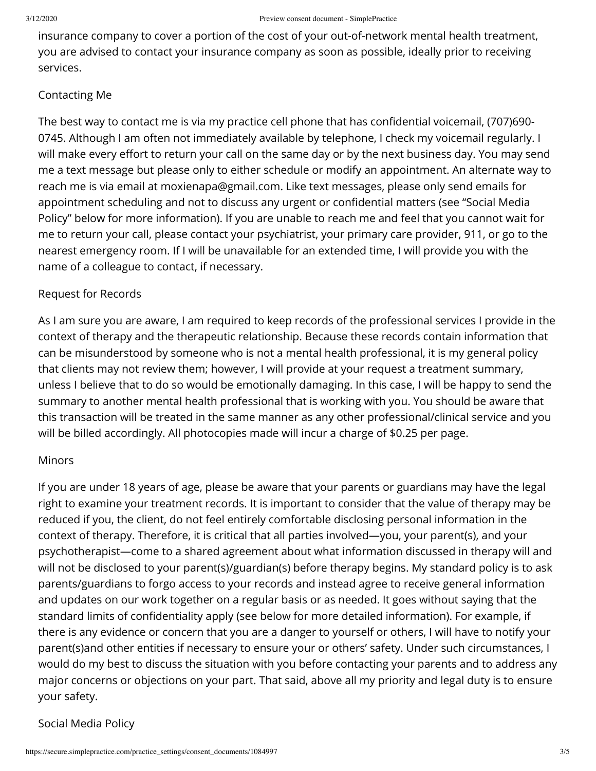insurance company to cover a portion of the cost of your out-of-network mental health treatment, you are advised to contact your insurance company as soon as possible, ideally prior to receiving services.

## Contacting Me

The best way to contact me is via my practice cell phone that has confidential voicemail, (707)690-0745. Although I am often not immediately available by telephone, I check my voicemail regularly. I will make every effort to return your call on the same day or by the next business day. You may send me a text message but please only to either schedule or modify an appointment. An alternate way to reach me is via email at moxienapa@gmail.com. Like text messages, please only send emails for appointment scheduling and not to discuss any urgent or confidential matters (see "Social Media Policy" below for more information). If you are unable to reach me and feel that you cannot wait for me to return your call, please contact your psychiatrist, your primary care provider, 911, or go to the nearest emergency room. If I will be unavailable for an extended time, I will provide you with the name of a colleague to contact, if necessary.

## Request for Records

As I am sure you are aware, I am required to keep records of the professional services I provide in the context of therapy and the therapeutic relationship. Because these records contain information that can be misunderstood by someone who is not a mental health professional, it is my general policy that clients may not review them; however, I will provide at your request a treatment summary, unless I believe that to do so would be emotionally damaging. In this case, I will be happy to send the summary to another mental health professional that is working with you. You should be aware that this transaction will be treated in the same manner as any other professional/clinical service and you will be billed accordingly. All photocopies made will incur a charge of $0.25 per page.

## Minors

If you are under 18 years of age, please be aware that your parents or guardians may have the legal right to examine your treatment records. It is important to consider that the value of therapy may be reduced if you, the client, do not feel entirely comfortable disclosing personal information in the context of therapy. Therefore, it is critical that all parties involved—you, your parent(s), and your psychotherapist—come to a shared agreement about what information discussed in therapy will and will not be disclosed to your parent(s)/guardian(s) before therapy begins. My standard policy is to ask parents/guardians to forgo access to your records and instead agree to receive general information and updates on our work together on a regular basis or as needed. It goes without saying that the standard limits of confidentiality apply (see below for more detailed information). For example, if there is any evidence or concern that you are a danger to yourself or others, I will have to notify your parent(s)and other entities if necessary to ensure your or others' safety. Under such circumstances, I would do my best to discuss the situation with you before contacting your parents and to address any major concerns or objections on your part. That said, above all my priority and legal duty is to ensure your safety.

## Social Media Policy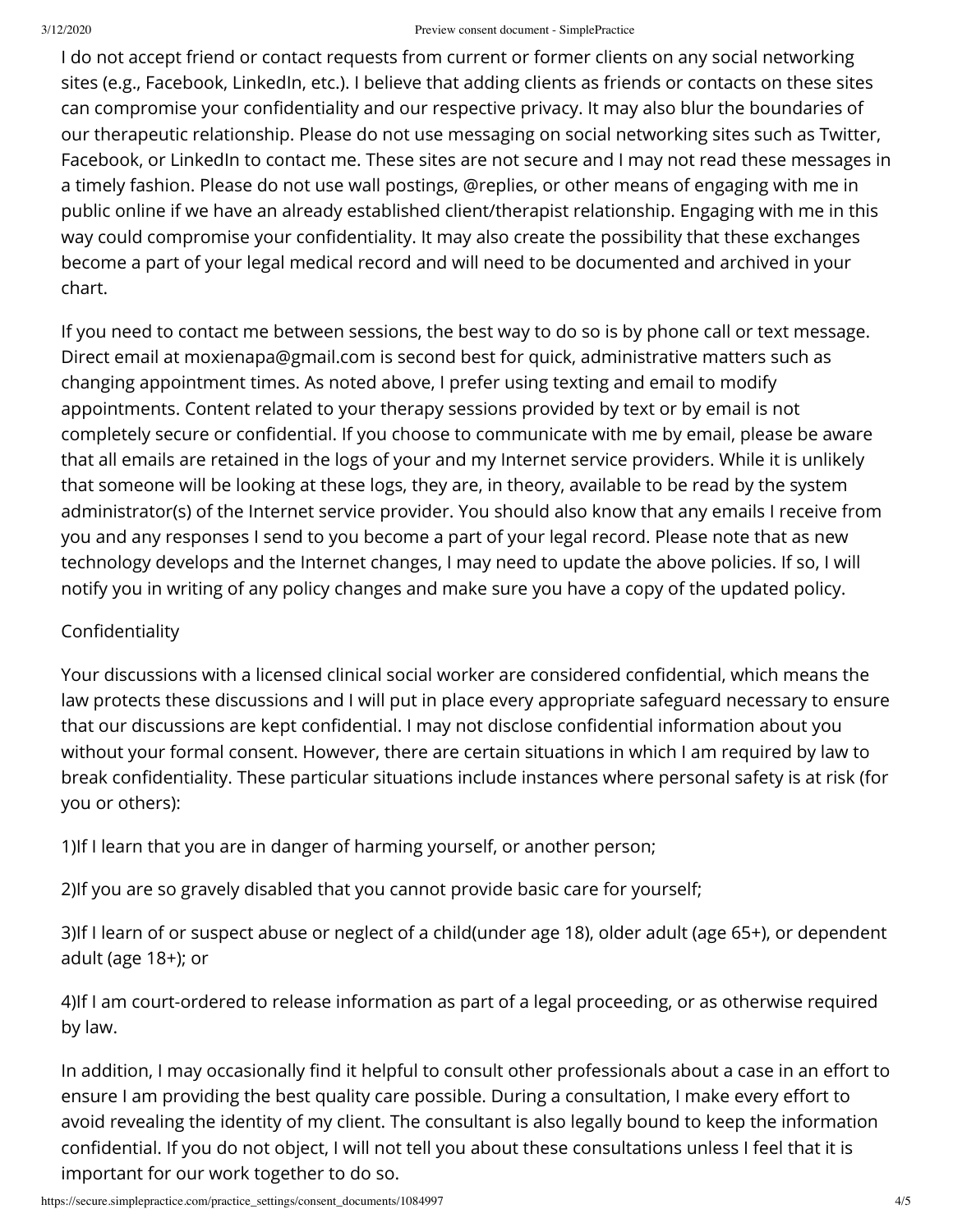I do not accept friend or contact requests from current or former clients on any social networking sites (e.g., Facebook, LinkedIn, etc.). I believe that adding clients as friends or contacts on these sites can compromise your confidentiality and our respective privacy. It may also blur the boundaries of our therapeutic relationship. Please do not use messaging on social networking sites such as Twitter, Facebook, or LinkedIn to contact me. These sites are not secure and I may not read these messages in a timely fashion. Please do not use wall postings, @replies, or other means of engaging with me in public online if we have an already established client/therapist relationship. Engaging with me in this way could compromise your confidentiality. It may also create the possibility that these exchanges become a part of your legal medical record and will need to be documented and archived in your chart.

If you need to contact me between sessions, the best way to do so is by phone call or text message. Direct email at moxienapa@gmail.com is second best for quick, administrative matters such as changing appointment times. As noted above, I prefer using texting and email to modify appointments. Content related to your therapy sessions provided by text or by email is not completely secure or confidential. If you choose to communicate with me by email, please be aware that all emails are retained in the logs of your and my Internet service providers. While it is unlikely that someone will be looking at these logs, they are, in theory, available to be read by the system administrator(s) of the Internet service provider. You should also know that any emails I receive from you and any responses I send to you become a part of your legal record. Please note that as new technology develops and the Internet changes, I may need to update the above policies. If so, I will notify you in writing of any policy changes and make sure you have a copy of the updated policy.

## Confidentiality

Your discussions with a licensed clinical social worker are considered confidential, which means the law protects these discussions and I will put in place every appropriate safeguard necessary to ensure that our discussions are kept confidential. I may not disclose confidential information about you without your formal consent. However, there are certain situations in which I am required by law to break confidentiality. These particular situations include instances where personal safety is at risk (for you or others):

1)If I learn that you are in danger of harming yourself, or another person;

2)If you are so gravely disabled that you cannot provide basic care for yourself;

3)If I learn of or suspect abuse or neglect of a child(under age 18), older adult (age 65+), or dependent adult (age 18+); or

4)If I am court-ordered to release information as part of a legal proceeding, or as otherwise required by law.

In addition, I may occasionally find it helpful to consult other professionals about a case in an effort to ensure I am providing the best quality care possible. During a consultation, I make every effort to avoid revealing the identity of my client. The consultant is also legally bound to keep the information confidential. If you do not object, I will not tell you about these consultations unless I feel that it is important for our work together to do so.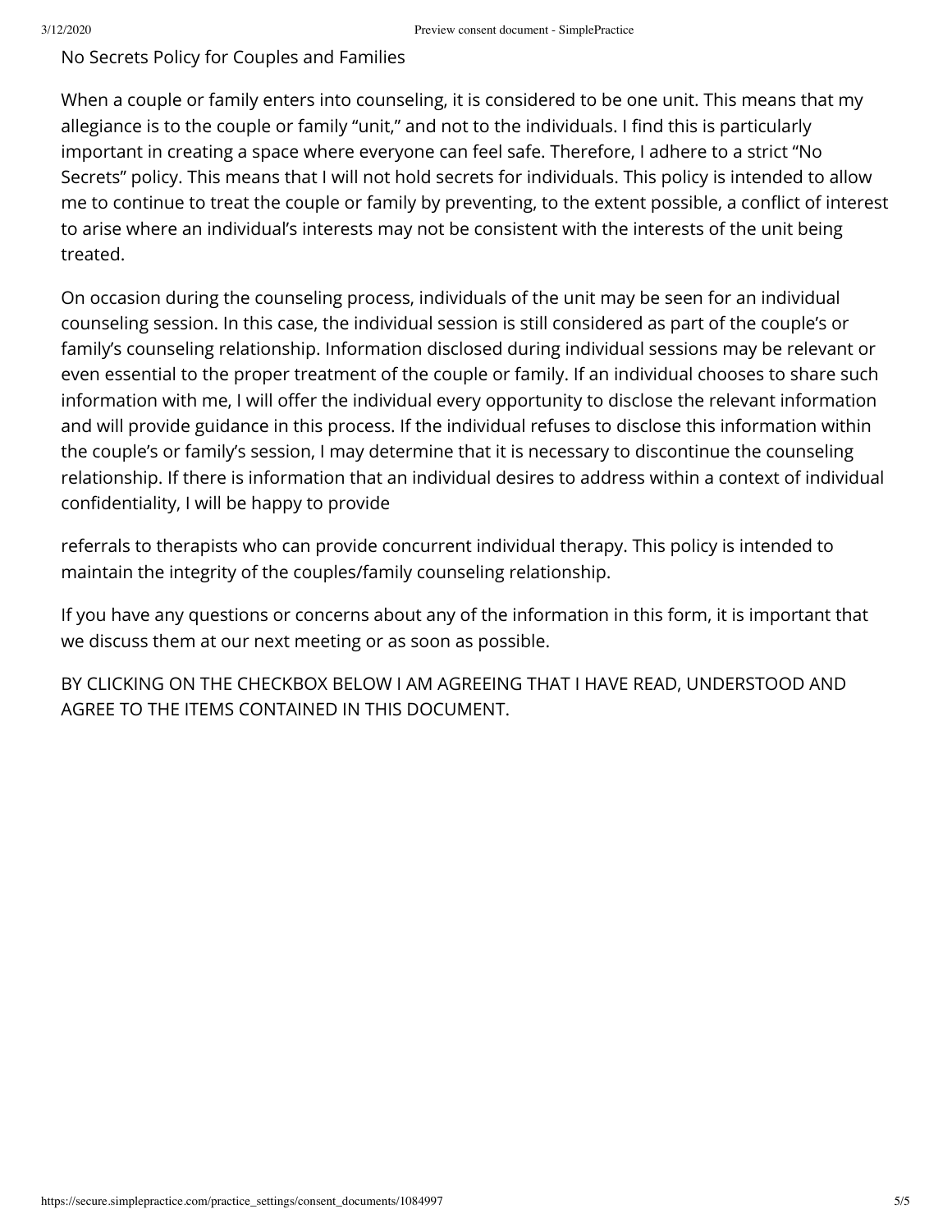## No Secrets Policy for Couples and Families

When a couple or family enters into counseling, it is considered to be one unit. This means that my allegiance is to the couple or family "unit," and not to the individuals. I find this is particularly important in creating a space where everyone can feel safe. Therefore, I adhere to a strict "No Secrets" policy. This means that I will not hold secrets for individuals. This policy is intended to allow me to continue to treat the couple or family by preventing, to the extent possible, a conflict of interest to arise where an individual's interests may not be consistent with the interests of the unit being treated.

On occasion during the counseling process, individuals of the unit may be seen for an individual counseling session. In this case, the individual session is still considered as part of the couple's or family's counseling relationship. Information disclosed during individual sessions may be relevant or even essential to the proper treatment of the couple or family. If an individual chooses to share such information with me, I will offer the individual every opportunity to disclose the relevant information and will provide guidance in this process. If the individual refuses to disclose this information within the couple's or family's session, I may determine that it is necessary to discontinue the counseling relationship. If there is information that an individual desires to address within a context of individual confidentiality, I will be happy to provide referrals to therapists who can provide concurrent individual therapy. This policy is intended to maintain the integrity of the couples/family counseling relationship.

If you have any questions or concerns about any of the information in this form, it is important that we discuss them at our next meeting or as soon as possible.

BY CLICKING ON THE CHECKBOX BELOW I AM AGREEING THAT I HAVE READ, UNDERSTOOD AND AGREE TO THE ITEMS CONTAINED IN THIS DOCUMENT.